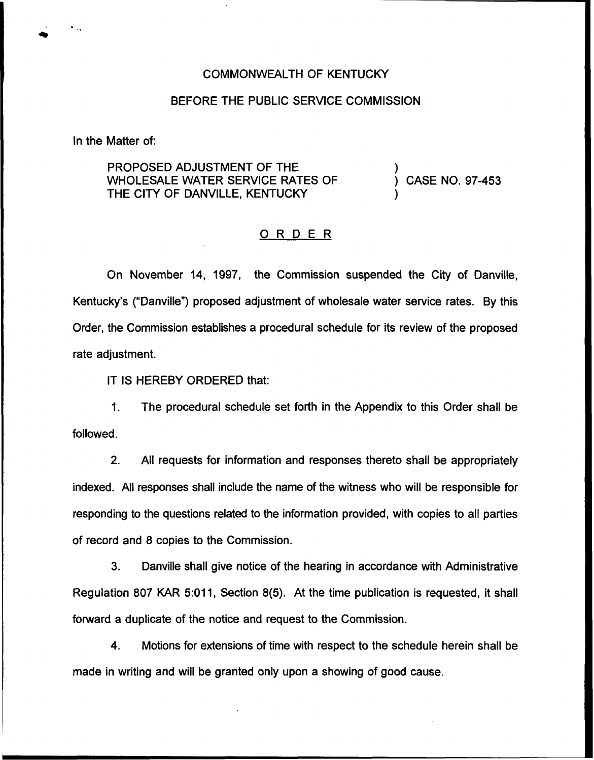COMMONWEALTH OF KENTUCKY

BEFORE THE PUBLIC SERVICE COMMISSION

In the Matter of:

PROPOSED ADJUSTMENT OF THE WHOLESALE WATER SERVICE RATES OF THE CITY OF DANVILLE, KENTUCKY ) CASE NO. 97-453

## ORDER

On November 14, 1997, the Commission suspended the City of Danville, Kentucky's ("Danville") proposed adjustment of wholesale water service rates. By this Order, the Commission establishes a procedural schedule for its review of the proposed rate adjustment.

IT IS HEREBY ORDERED that:

1. The procedural schedule set forth in the Appendix to this Order shall be followed.

2. All requests for information and responses thereto shall be appropriately indexed. All responses shall include the name of the witness who will be responsible for responding to the questions related to the information provided, with copies to all parties of record and 8 copies to the Commission.

3. Danville shall give notice of the hearing in accordance with Administrative Regulation 807 KAR 5:011, Section 8(5). At the time publication is requested, it shall forward a duplicate of the notice and request to the Commission.

4. Motions for extensions of time with respect to the schedule herein shall be made in writing and will be granted only upon a showing of good cause.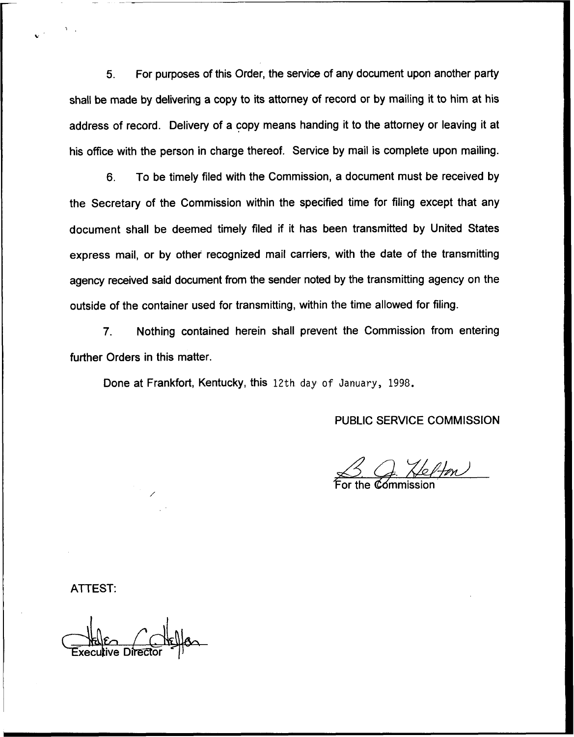5. For purposes of this Order, the service of any document upon another party shall be made by delivering a copy to its attorney of record or by mailing it to him at his address of record. Delivery of a copy means handing it to the attorney or leaving it at his office with the person in charge thereof. Service by mail is complete upon mailing.

6. To be timely filed with the Commission, a document must be received by the Secretary of the Commission within the specified time for filing except that any document shall be deemed timely filed if it has been transmitted by United States express mail, or by other recognized mail carriers, with the date of the transmitting agency received said document from the sender noted by the transmitting agency on the outside of the container used for transmitting, within the time allowed for filing.

7. Nothing contained herein shall prevent the Commission from entering further Orders in this matter.

Done at Frankfort, Kentucky, this 12th day of January, 1998.

PUBLIC SERVICE COMMISSION

For the Commission

ATTEST:

Executive Director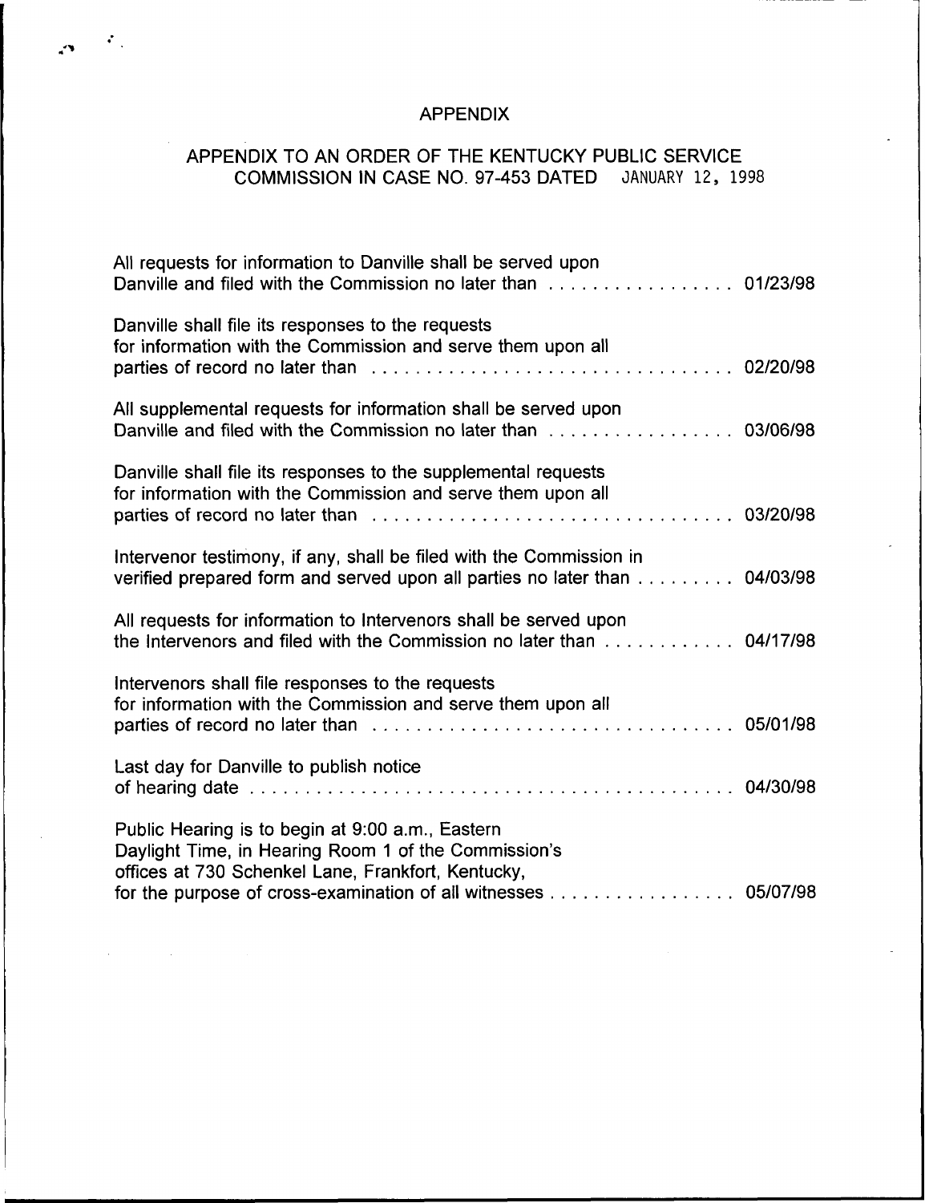# APPENDIX

## APPENDIX TO AN ORDER OF THE KENTUCKY PUBLIC SERVICE COMMISSION IN CASE NO. 97-453 DATED JANUARY 12, 1998

| | |
|---|---|
| All requests for information to Danville shall be served upon Danville and filed with the Commission no later than | 01/23/98 |
| Danville shall file its responses to the requests for information with the Commission and serve them upon all parties of record no later than | 02/20/98 |
| All supplemental requests for information shall be served upon Danville and filed with the Commission no later than | 03/06/98 |
| Danville shall file its responses to the supplemental requests for information with the Commission and serve them upon all parties of record no later than | 03/20/98 |
| Intervenor testimony, if any, shall be filed with the Commission in verified prepared form and served upon all parties no later than | 04/03/98 |
| All requests for information to Intervenors shall be served upon the Intervenors and filed with the Commission no later than | 04/17/98 |
| Intervenors shall file responses to the requests for information with the Commission and serve them upon all parties of record no later than | 05/01/98 |
| Last day for Danville to publish notice of hearing date | 04/30/98 |
| Public Hearing is to begin at 9:00 a.m., Eastern Daylight Time, in Hearing Room 1 of the Commission's offices at 730 Schenkel Lane, Frankfort, Kentucky, for the purpose of cross-examination of all witnesses | 05/07/98 |